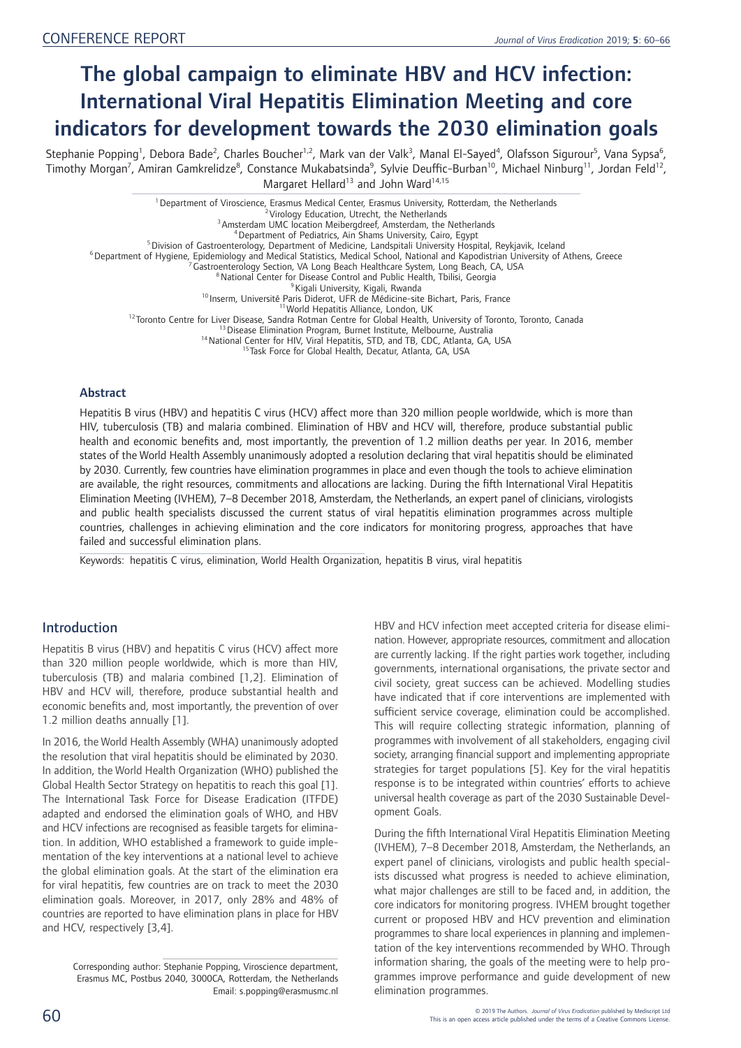CONFERENCE REPORT

# The global campaign to eliminate HBV and HCV infection: International Viral Hepatitis Elimination Meeting and core indicators for development towards the 2030 elimination goals

Stephanie Popping[1], Debora Bade[2], Charles Boucher[1,2], Mark van der Valk[3], Manal El-Sayed[4], Olafsson Sigurour[5], Vana Sypsa[6], Timothy Morgan[7], Amiran Gamkrelidze[8], Constance Mukabatsinda[9], Sylvie Deuffic-Burban[10], Michael Ninburg[11], Jordan Feld[12], Margaret Hellard[13] and John Ward[14,15]

[1] Department of Viroscience, Erasmus Medical Center, Erasmus University, Rotterdam, the Netherlands
[2] Virology Education, Utrecht, the Netherlands
[3] Amsterdam UMC location Meibergdreef, Amsterdam, the Netherlands
[4] Department of Pediatrics, Ain Shams University, Cairo, Egypt
[5] Division of Gastroenterology, Department of Medicine, Landspitali University Hospital, Reykjavik, Iceland
[6] Department of Hygiene, Epidemiology and Medical Statistics, Medical School, National and Kapodistrian University of Athens, Greece
[7] Gastroenterology Section, VA Long Beach Healthcare System, Long Beach, CA, USA
[8] National Center for Disease Control and Public Health, Tbilisi, Georgia
[9] Kigali University, Kigali, Rwanda
[10] Inserm, Université Paris Diderot, UFR de Médicine-site Bichart, Paris, France
[11] World Hepatitis Alliance, London, UK
[12] Toronto Centre for Liver Disease, Sandra Rotman Centre for Global Health, University of Toronto, Toronto, Canada
[13] Disease Elimination Program, Burnet Institute, Melbourne, Australia
[14] National Center for HIV, Viral Hepatitis, STD, and TB, CDC, Atlanta, GA, USA
[15] Task Force for Global Health, Decatur, Atlanta, GA, USA

### Abstract

Hepatitis B virus (HBV) and hepatitis C virus (HCV) affect more than 320 million people worldwide, which is more than HIV, tuberculosis (TB) and malaria combined. Elimination of HBV and HCV will, therefore, produce substantial public health and economic benefits and, most importantly, the prevention of 1.2 million deaths per year. In 2016, member states of the World Health Assembly unanimously adopted a resolution declaring that viral hepatitis should be eliminated by 2030. Currently, few countries have elimination programmes in place and even though the tools to achieve elimination are available, the right resources, commitments and allocations are lacking. During the fifth International Viral Hepatitis Elimination Meeting (IVHEM), 7–8 December 2018, Amsterdam, the Netherlands, an expert panel of clinicians, virologists and public health specialists discussed the current status of viral hepatitis elimination programmes across multiple countries, challenges in achieving elimination and the core indicators for monitoring progress, approaches that have failed and successful elimination plans.

Keywords: hepatitis C virus, elimination, World Health Organization, hepatitis B virus, viral hepatitis

## Introduction

Hepatitis B virus (HBV) and hepatitis C virus (HCV) affect more than 320 million people worldwide, which is more than HIV, tuberculosis (TB) and malaria combined [1,2]. Elimination of HBV and HCV will, therefore, produce substantial health and economic benefits and, most importantly, the prevention of over 1.2 million deaths annually [1].

In 2016, the World Health Assembly (WHA) unanimously adopted the resolution that viral hepatitis should be eliminated by 2030. In addition, the World Health Organization (WHO) published the Global Health Sector Strategy on hepatitis to reach this goal [1]. The International Task Force for Disease Eradication (ITFDE) adapted and endorsed the elimination goals of WHO, and HBV and HCV infections are recognised as feasible targets for elimination. In addition, WHO established a framework to guide implementation of the key interventions at a national level to achieve the global elimination goals. At the start of the elimination era for viral hepatitis, few countries are on track to meet the 2030 elimination goals. Moreover, in 2017, only 28% and 48% of countries are reported to have elimination plans in place for HBV and HCV, respectively [3,4].

Corresponding author: Stephanie Popping, Viroscience department, Erasmus MC, Postbus 2040, 3000CA, Rotterdam, the Netherlands
Email: s.popping@erasmusmc.nl

HBV and HCV infection meet accepted criteria for disease elimination. However, appropriate resources, commitment and allocation are currently lacking. If the right parties work together, including governments, international organisations, the private sector and civil society, great success can be achieved. Modelling studies have indicated that if core interventions are implemented with sufficient service coverage, elimination could be accomplished. This will require collecting strategic information, planning of programmes with involvement of all stakeholders, engaging civil society, arranging financial support and implementing appropriate strategies for target populations [5]. Key for the viral hepatitis response is to be integrated within countries' efforts to achieve universal health coverage as part of the 2030 Sustainable Development Goals.

During the fifth International Viral Hepatitis Elimination Meeting (IVHEM), 7–8 December 2018, Amsterdam, the Netherlands, an expert panel of clinicians, virologists and public health specialists discussed what progress is needed to achieve elimination, what major challenges are still to be faced and, in addition, the core indicators for monitoring progress. IVHEM brought together current or proposed HBV and HCV prevention and elimination programmes to share local experiences in planning and implementation of the key interventions recommended by WHO. Through information sharing, the goals of the meeting were to help programmes improve performance and guide development of new elimination programmes.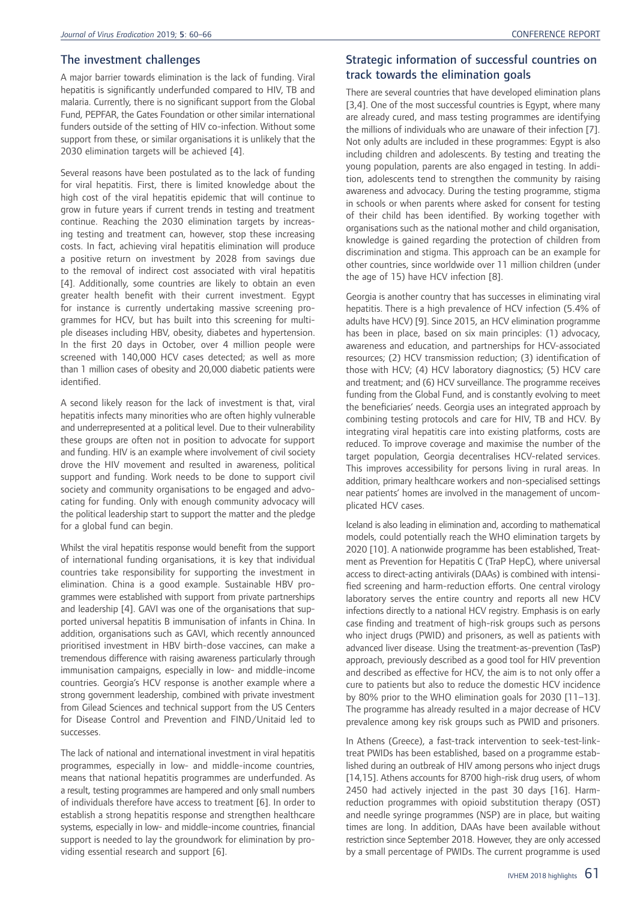## The investment challenges

A major barrier towards elimination is the lack of funding. Viral hepatitis is significantly underfunded compared to HIV, TB and malaria. Currently, there is no significant support from the Global Fund, PEPFAR, the Gates Foundation or other similar international funders outside of the setting of HIV co-infection. Without some support from these, or similar organisations it is unlikely that the 2030 elimination targets will be achieved [4].

Several reasons have been postulated as to the lack of funding for viral hepatitis. First, there is limited knowledge about the high cost of the viral hepatitis epidemic that will continue to grow in future years if current trends in testing and treatment continue. Reaching the 2030 elimination targets by increasing testing and treatment can, however, stop these increasing costs. In fact, achieving viral hepatitis elimination will produce a positive return on investment by 2028 from savings due to the removal of indirect cost associated with viral hepatitis [4]. Additionally, some countries are likely to obtain an even greater health benefit with their current investment. Egypt for instance is currently undertaking massive screening programmes for HCV, but has built into this screening for multiple diseases including HBV, obesity, diabetes and hypertension. In the first 20 days in October, over 4 million people were screened with 140,000 HCV cases detected; as well as more than 1 million cases of obesity and 20,000 diabetic patients were identified.

A second likely reason for the lack of investment is that, viral hepatitis infects many minorities who are often highly vulnerable and underrepresented at a political level. Due to their vulnerability these groups are often not in position to advocate for support and funding. HIV is an example where involvement of civil society drove the HIV movement and resulted in awareness, political support and funding. Work needs to be done to support civil society and community organisations to be engaged and advocating for funding. Only with enough community advocacy will the political leadership start to support the matter and the pledge for a global fund can begin.

Whilst the viral hepatitis response would benefit from the support of international funding organisations, it is key that individual countries take responsibility for supporting the investment in elimination. China is a good example. Sustainable HBV programmes were established with support from private partnerships and leadership [4]. GAVI was one of the organisations that supported universal hepatitis B immunisation of infants in China. In addition, organisations such as GAVI, which recently announced prioritised investment in HBV birth-dose vaccines, can make a tremendous difference with raising awareness particularly through immunisation campaigns, especially in low- and middle-income countries. Georgia's HCV response is another example where a strong government leadership, combined with private investment from Gilead Sciences and technical support from the US Centers for Disease Control and Prevention and FIND/Unitaid led to successes.

The lack of national and international investment in viral hepatitis programmes, especially in low- and middle-income countries, means that national hepatitis programmes are underfunded. As a result, testing programmes are hampered and only small numbers of individuals therefore have access to treatment [6]. In order to establish a strong hepatitis response and strengthen healthcare systems, especially in low- and middle-income countries, financial support is needed to lay the groundwork for elimination by providing essential research and support [6].

## Strategic information of successful countries on track towards the elimination goals

There are several countries that have developed elimination plans [3,4]. One of the most successful countries is Egypt, where many are already cured, and mass testing programmes are identifying the millions of individuals who are unaware of their infection [7]. Not only adults are included in these programmes: Egypt is also including children and adolescents. By testing and treating the young population, parents are also engaged in testing. In addition, adolescents tend to strengthen the community by raising awareness and advocacy. During the testing programme, stigma in schools or when parents where asked for consent for testing of their child has been identified. By working together with organisations such as the national mother and child organisation, knowledge is gained regarding the protection of children from discrimination and stigma. This approach can be an example for other countries, since worldwide over 11 million children (under the age of 15) have HCV infection [8].

Georgia is another country that has successes in eliminating viral hepatitis. There is a high prevalence of HCV infection (5.4% of adults have HCV) [9]. Since 2015, an HCV elimination programme has been in place, based on six main principles: (1) advocacy, awareness and education, and partnerships for HCV-associated resources; (2) HCV transmission reduction; (3) identification of those with HCV; (4) HCV laboratory diagnostics; (5) HCV care and treatment; and (6) HCV surveillance. The programme receives funding from the Global Fund, and is constantly evolving to meet the beneficiaries' needs. Georgia uses an integrated approach by combining testing protocols and care for HIV, TB and HCV. By integrating viral hepatitis care into existing platforms, costs are reduced. To improve coverage and maximise the number of the target population, Georgia decentralises HCV-related services. This improves accessibility for persons living in rural areas. In addition, primary healthcare workers and non-specialised settings near patients' homes are involved in the management of uncomplicated HCV cases.

Iceland is also leading in elimination and, according to mathematical models, could potentially reach the WHO elimination targets by 2020 [10]. A nationwide programme has been established, Treatment as Prevention for Hepatitis C (TraP HepC), where universal access to direct-acting antivirals (DAAs) is combined with intensified screening and harm-reduction efforts. One central virology laboratory serves the entire country and reports all new HCV infections directly to a national HCV registry. Emphasis is on early case finding and treatment of high-risk groups such as persons who inject drugs (PWID) and prisoners, as well as patients with advanced liver disease. Using the treatment-as-prevention (TasP) approach, previously described as a good tool for HIV prevention and described as effective for HCV, the aim is to not only offer a cure to patients but also to reduce the domestic HCV incidence by 80% prior to the WHO elimination goals for 2030 [11–13]. The programme has already resulted in a major decrease of HCV prevalence among key risk groups such as PWID and prisoners.

In Athens (Greece), a fast-track intervention to seek-test-link-treat PWIDs has been established, based on a programme established during an outbreak of HIV among persons who inject drugs [14,15]. Athens accounts for 8700 high-risk drug users, of whom 2450 had actively injected in the past 30 days [16]. Harm-reduction programmes with opioid substitution therapy (OST) and needle syringe programmes (NSP) are in place, but waiting times are long. In addition, DAAs have been available without restriction since September 2018. However, they are only accessed by a small percentage of PWIDs. The current programme is used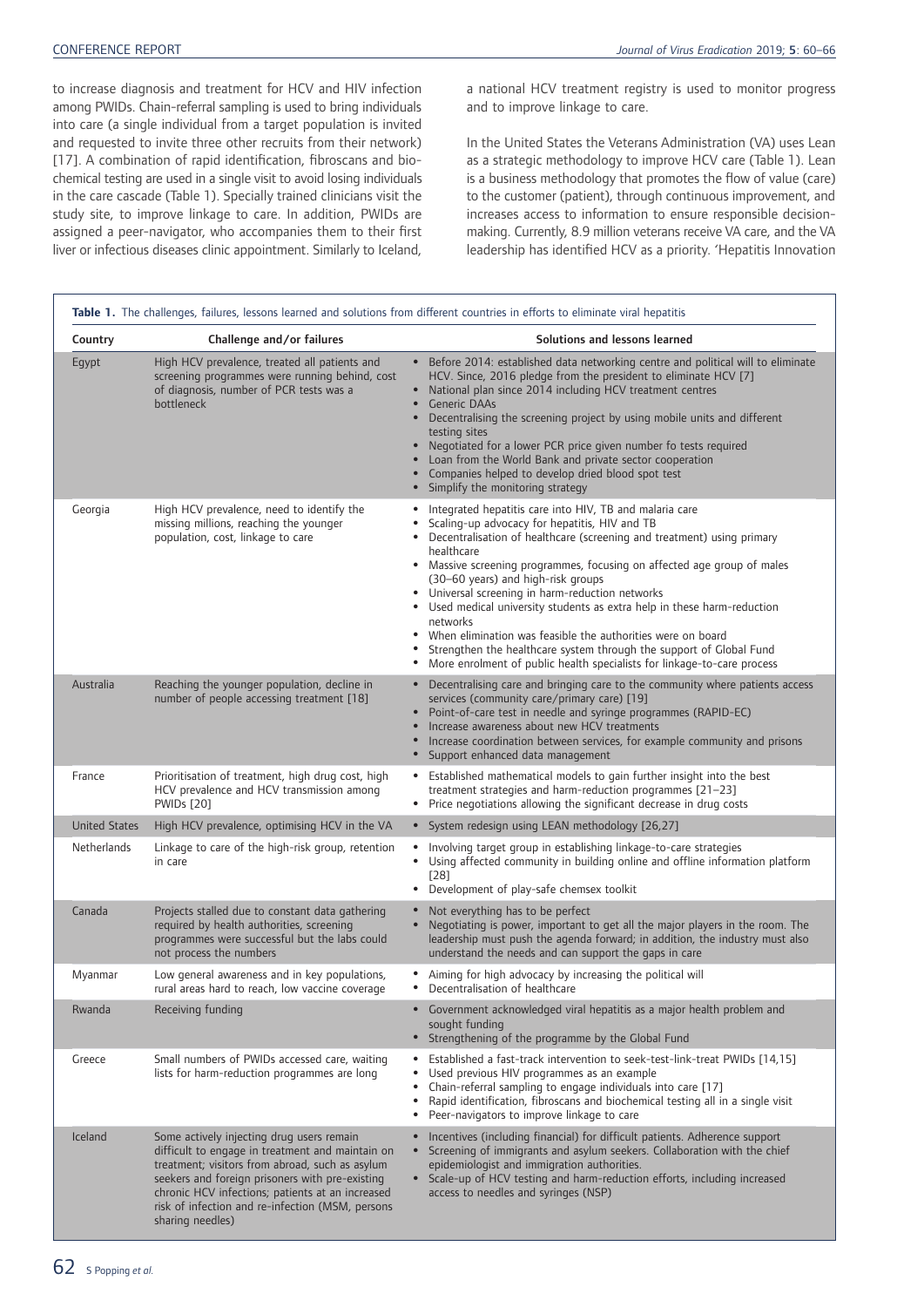to increase diagnosis and treatment for HCV and HIV infection among PWIDs. Chain-referral sampling is used to bring individuals into care (a single individual from a target population is invited and requested to invite three other recruits from their network) [17]. A combination of rapid identification, fibroscans and biochemical testing are used in a single visit to avoid losing individuals in the care cascade (Table 1). Specially trained clinicians visit the study site, to improve linkage to care. In addition, PWIDs are assigned a peer-navigator, who accompanies them to their first liver or infectious diseases clinic appointment. Similarly to Iceland, a national HCV treatment registry is used to monitor progress and to improve linkage to care.

In the United States the Veterans Administration (VA) uses Lean as a strategic methodology to improve HCV care (Table 1). Lean is a business methodology that promotes the flow of value (care) to the customer (patient), through continuous improvement, and increases access to information to ensure responsible decision-making. Currently, 8.9 million veterans receive VA care, and the VA leadership has identified HCV as a priority. 'Hepatitis Innovation

**Table 1.** The challenges, failures, lessons learned and solutions from different countries in efforts to eliminate viral hepatitis

| Country | Challenge and/or failures | Solutions and lessons learned |
|---|---|---|
| Egypt | High HCV prevalence, treated all patients and screening programmes were running behind, cost of diagnosis, number of PCR tests was a bottleneck | • Before 2014: established data networking centre and political will to eliminate HCV. Since, 2016 pledge from the president to eliminate HCV [7]<br>• National plan since 2014 including HCV treatment centres<br>• Generic DAAs<br>• Decentralising the screening project by using mobile units and different testing sites<br>• Negotiated for a lower PCR price given number fo tests required<br>• Loan from the World Bank and private sector cooperation<br>• Companies helped to develop dried blood spot test<br>• Simplify the monitoring strategy |
| Georgia | High HCV prevalence, need to identify the missing millions, reaching the younger population, cost, linkage to care | • Integrated hepatitis care into HIV, TB and malaria care<br>• Scaling-up advocacy for hepatitis, HIV and TB<br>• Decentralisation of healthcare (screening and treatment) using primary healthcare<br>• Massive screening programmes, focusing on affected age group of males (30–60 years) and high-risk groups<br>• Universal screening in harm-reduction networks<br>• Used medical university students as extra help in these harm-reduction networks<br>• When elimination was feasible the authorities were on board<br>• Strengthen the healthcare system through the support of Global Fund<br>• More enrolment of public health specialists for linkage-to-care process |
| Australia | Reaching the younger population, decline in number of people accessing treatment [18] | • Decentralising care and bringing care to the community where patients access services (community care/primary care) [19]<br>• Point-of-care test in needle and syringe programmes (RAPID-EC)<br>• Increase awareness about new HCV treatments<br>• Increase coordination between services, for example community and prisons<br>• Support enhanced data management |
| France | Prioritisation of treatment, high drug cost, high HCV prevalence and HCV transmission among PWIDs [20] | • Established mathematical models to gain further insight into the best treatment strategies and harm-reduction programmes [21–23]<br>• Price negotiations allowing the significant decrease in drug costs |
| United States | High HCV prevalence, optimising HCV in the VA | • System redesign using LEAN methodology [26,27] |
| Netherlands | Linkage to care of the high-risk group, retention in care | • Involving target group in establishing linkage-to-care strategies<br>• Using affected community in building online and offline information platform [28]<br>• Development of play-safe chemsex toolkit |
| Canada | Projects stalled due to constant data gathering required by health authorities, screening programmes were successful but the labs could not process the numbers | • Not everything has to be perfect<br>• Negotiating is power, important to get all the major players in the room. The leadership must push the agenda forward; in addition, the industry must also understand the needs and can support the gaps in care |
| Myanmar | Low general awareness and in key populations, rural areas hard to reach, low vaccine coverage | • Aiming for high advocacy by increasing the political will<br>• Decentralisation of healthcare |
| Rwanda | Receiving funding | • Government acknowledged viral hepatitis as a major health problem and sought funding<br>• Strengthening of the programme by the Global Fund |
| Greece | Small numbers of PWIDs accessed care, waiting lists for harm-reduction programmes are long | • Established a fast-track intervention to seek-test-link-treat PWIDs [14,15]<br>• Used previous HIV programmes as an example<br>• Chain-referral sampling to engage individuals into care [17]<br>• Rapid identification, fibroscans and biochemical testing all in a single visit<br>• Peer-navigators to improve linkage to care |
| Iceland | Some actively injecting drug users remain difficult to engage in treatment and maintain on treatment; visitors from abroad, such as asylum seekers and foreign prisoners with pre-existing chronic HCV infections; patients at an increased risk of infection and re-infection (MSM, persons sharing needles) | • Incentives (including financial) for difficult patients. Adherence support<br>• Screening of immigrants and asylum seekers. Collaboration with the chief epidemiologist and immigration authorities.<br>• Scale-up of HCV testing and harm-reduction efforts, including increased access to needles and syringes (NSP) |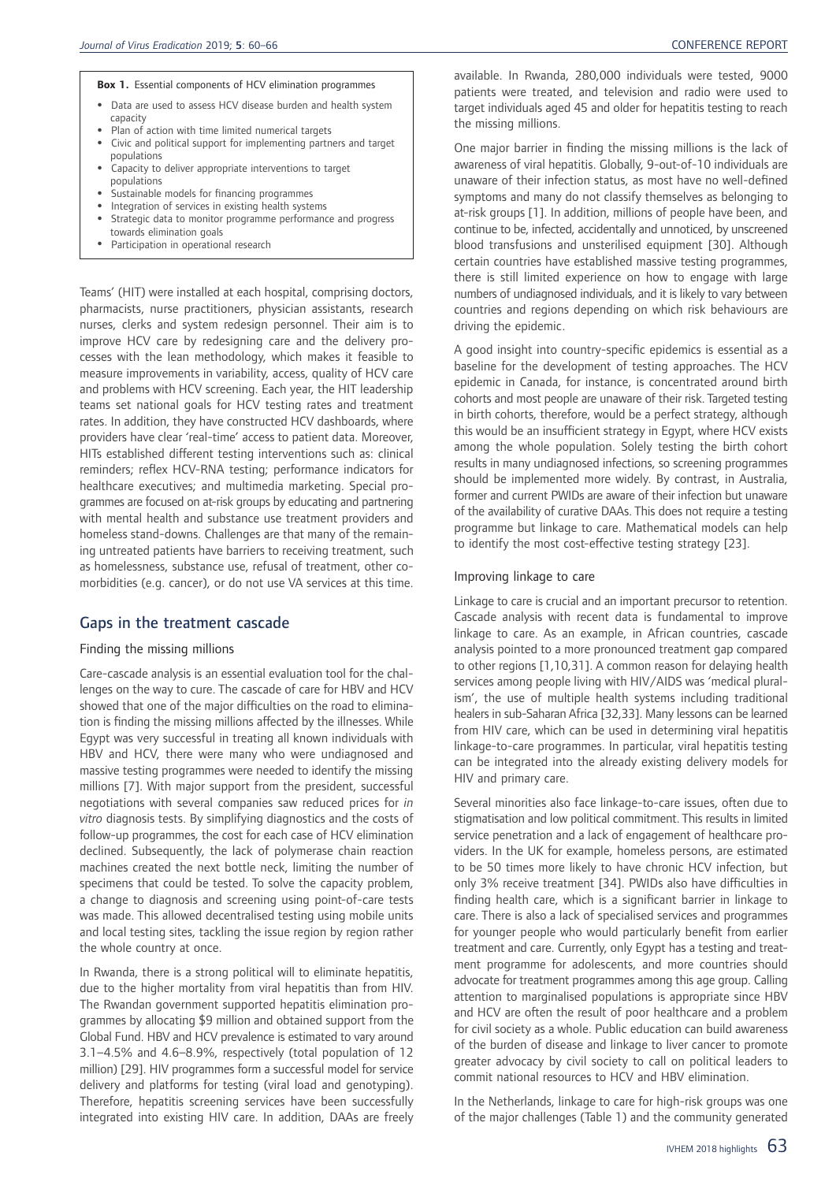**Box 1.** Essential components of HCV elimination programmes

- Data are used to assess HCV disease burden and health system capacity
- Plan of action with time limited numerical targets
- Civic and political support for implementing partners and target populations
- Capacity to deliver appropriate interventions to target populations
- Sustainable models for financing programmes
- Integration of services in existing health systems
- Strategic data to monitor programme performance and progress towards elimination goals
- Participation in operational research

Teams' (HIT) were installed at each hospital, comprising doctors, pharmacists, nurse practitioners, physician assistants, research nurses, clerks and system redesign personnel. Their aim is to improve HCV care by redesigning care and the delivery processes with the lean methodology, which makes it feasible to measure improvements in variability, access, quality of HCV care and problems with HCV screening. Each year, the HIT leadership teams set national goals for HCV testing rates and treatment rates. In addition, they have constructed HCV dashboards, where providers have clear 'real-time' access to patient data. Moreover, HITs established different testing interventions such as: clinical reminders; reflex HCV-RNA testing; performance indicators for healthcare executives; and multimedia marketing. Special programmes are focused on at-risk groups by educating and partnering with mental health and substance use treatment providers and homeless stand-downs. Challenges are that many of the remaining untreated patients have barriers to receiving treatment, such as homelessness, substance use, refusal of treatment, other comorbidities (e.g. cancer), or do not use VA services at this time.

## Gaps in the treatment cascade

### Finding the missing millions

Care-cascade analysis is an essential evaluation tool for the challenges on the way to cure. The cascade of care for HBV and HCV showed that one of the major difficulties on the road to elimination is finding the missing millions affected by the illnesses. While Egypt was very successful in treating all known individuals with HBV and HCV, there were many who were undiagnosed and massive testing programmes were needed to identify the missing millions [7]. With major support from the president, successful negotiations with several companies saw reduced prices for *in vitro* diagnosis tests. By simplifying diagnostics and the costs of follow-up programmes, the cost for each case of HCV elimination declined. Subsequently, the lack of polymerase chain reaction machines created the next bottle neck, limiting the number of specimens that could be tested. To solve the capacity problem, a change to diagnosis and screening using point-of-care tests was made. This allowed decentralised testing using mobile units and local testing sites, tackling the issue region by region rather the whole country at once.

In Rwanda, there is a strong political will to eliminate hepatitis, due to the higher mortality from viral hepatitis than from HIV. The Rwandan government supported hepatitis elimination programmes by allocating $9 million and obtained support from the Global Fund. HBV and HCV prevalence is estimated to vary around 3.1–4.5% and 4.6–8.9%, respectively (total population of 12 million) [29]. HIV programmes form a successful model for service delivery and platforms for testing (viral load and genotyping). Therefore, hepatitis screening services have been successfully integrated into existing HIV care. In addition, DAAs are freely available. In Rwanda, 280,000 individuals were tested, 9000 patients were treated, and television and radio were used to target individuals aged 45 and older for hepatitis testing to reach the missing millions.

One major barrier in finding the missing millions is the lack of awareness of viral hepatitis. Globally, 9-out-of-10 individuals are unaware of their infection status, as most have no well-defined symptoms and many do not classify themselves as belonging to at-risk groups [1]. In addition, millions of people have been, and continue to be, infected, accidentally and unnoticed, by unscreened blood transfusions and unsterilised equipment [30]. Although certain countries have established massive testing programmes, there is still limited experience on how to engage with large numbers of undiagnosed individuals, and it is likely to vary between countries and regions depending on which risk behaviours are driving the epidemic.

A good insight into country-specific epidemics is essential as a baseline for the development of testing approaches. The HCV epidemic in Canada, for instance, is concentrated around birth cohorts and most people are unaware of their risk. Targeted testing in birth cohorts, therefore, would be a perfect strategy, although this would be an insufficient strategy in Egypt, where HCV exists among the whole population. Solely testing the birth cohort results in many undiagnosed infections, so screening programmes should be implemented more widely. By contrast, in Australia, former and current PWIDs are aware of their infection but unaware of the availability of curative DAAs. This does not require a testing programme but linkage to care. Mathematical models can help to identify the most cost-effective testing strategy [23].

### Improving linkage to care

Linkage to care is crucial and an important precursor to retention. Cascade analysis with recent data is fundamental to improve linkage to care. As an example, in African countries, cascade analysis pointed to a more pronounced treatment gap compared to other regions [1,10,31]. A common reason for delaying health services among people living with HIV/AIDS was 'medical pluralism', the use of multiple health systems including traditional healers in sub-Saharan Africa [32,33]. Many lessons can be learned from HIV care, which can be used in determining viral hepatitis linkage-to-care programmes. In particular, viral hepatitis testing can be integrated into the already existing delivery models for HIV and primary care.

Several minorities also face linkage-to-care issues, often due to stigmatisation and low political commitment. This results in limited service penetration and a lack of engagement of healthcare providers. In the UK for example, homeless persons, are estimated to be 50 times more likely to have chronic HCV infection, but only 3% receive treatment [34]. PWIDs also have difficulties in finding health care, which is a significant barrier in linkage to care. There is also a lack of specialised services and programmes for younger people who would particularly benefit from earlier treatment and care. Currently, only Egypt has a testing and treatment programme for adolescents, and more countries should advocate for treatment programmes among this age group. Calling attention to marginalised populations is appropriate since HBV and HCV are often the result of poor healthcare and a problem for civil society as a whole. Public education can build awareness of the burden of disease and linkage to liver cancer to promote greater advocacy by civil society to call on political leaders to commit national resources to HCV and HBV elimination.

In the Netherlands, linkage to care for high-risk groups was one of the major challenges (Table 1) and the community generated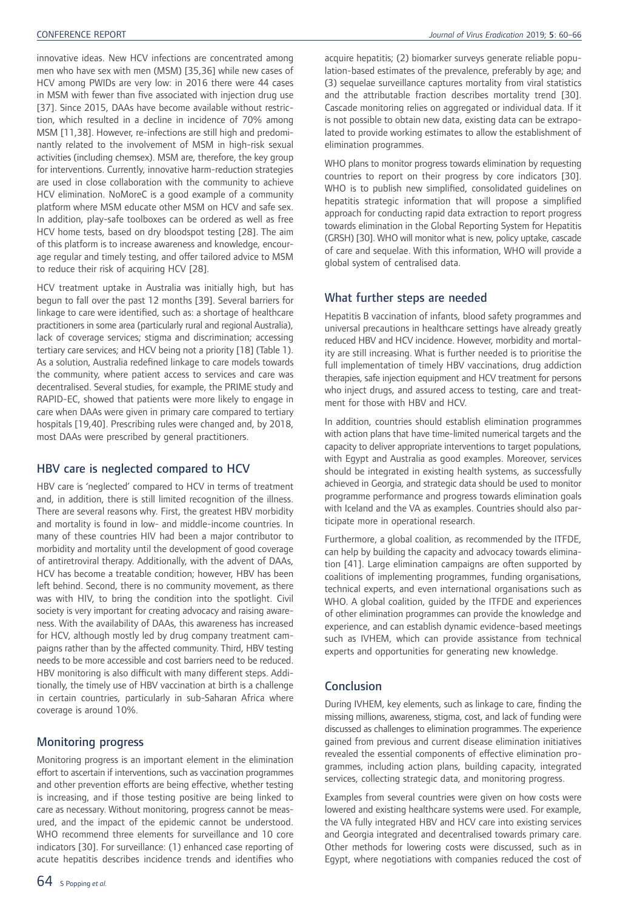innovative ideas. New HCV infections are concentrated among men who have sex with men (MSM) [35,36] while new cases of HCV among PWIDs are very low: in 2016 there were 44 cases in MSM with fewer than five associated with injection drug use [37]. Since 2015, DAAs have become available without restriction, which resulted in a decline in incidence of 70% among MSM [11,38]. However, re-infections are still high and predominantly related to the involvement of MSM in high-risk sexual activities (including chemsex). MSM are, therefore, the key group for interventions. Currently, innovative harm-reduction strategies are used in close collaboration with the community to achieve HCV elimination. NoMoreC is a good example of a community platform where MSM educate other MSM on HCV and safe sex. In addition, play-safe toolboxes can be ordered as well as free HCV home tests, based on dry bloodspot testing [28]. The aim of this platform is to increase awareness and knowledge, encourage regular and timely testing, and offer tailored advice to MSM to reduce their risk of acquiring HCV [28].

HCV treatment uptake in Australia was initially high, but has begun to fall over the past 12 months [39]. Several barriers for linkage to care were identified, such as: a shortage of healthcare practitioners in some area (particularly rural and regional Australia), lack of coverage services; stigma and discrimination; accessing tertiary care services; and HCV being not a priority [18] (Table 1). As a solution, Australia redefined linkage to care models towards the community, where patient access to services and care was decentralised. Several studies, for example, the PRIME study and RAPID-EC, showed that patients were more likely to engage in care when DAAs were given in primary care compared to tertiary hospitals [19,40]. Prescribing rules were changed and, by 2018, most DAAs were prescribed by general practitioners.

## HBV care is neglected compared to HCV

HBV care is 'neglected' compared to HCV in terms of treatment and, in addition, there is still limited recognition of the illness. There are several reasons why. First, the greatest HBV morbidity and mortality is found in low- and middle-income countries. In many of these countries HIV had been a major contributor to morbidity and mortality until the development of good coverage of antiretroviral therapy. Additionally, with the advent of DAAs, HCV has become a treatable condition; however, HBV has been left behind. Second, there is no community movement, as there was with HIV, to bring the condition into the spotlight. Civil society is very important for creating advocacy and raising awareness. With the availability of DAAs, this awareness has increased for HCV, although mostly led by drug company treatment campaigns rather than by the affected community. Third, HBV testing needs to be more accessible and cost barriers need to be reduced. HBV monitoring is also difficult with many different steps. Additionally, the timely use of HBV vaccination at birth is a challenge in certain countries, particularly in sub-Saharan Africa where coverage is around 10%.

## Monitoring progress

Monitoring progress is an important element in the elimination effort to ascertain if interventions, such as vaccination programmes and other prevention efforts are being effective, whether testing is increasing, and if those testing positive are being linked to care as necessary. Without monitoring, progress cannot be measured, and the impact of the epidemic cannot be understood. WHO recommend three elements for surveillance and 10 core indicators [30]. For surveillance: (1) enhanced case reporting of acute hepatitis describes incidence trends and identifies who acquire hepatitis; (2) biomarker surveys generate reliable population-based estimates of the prevalence, preferably by age; and (3) sequelae surveillance captures mortality from viral statistics and the attributable fraction describes mortality trend [30]. Cascade monitoring relies on aggregated or individual data. If it is not possible to obtain new data, existing data can be extrapolated to provide working estimates to allow the establishment of elimination programmes.

WHO plans to monitor progress towards elimination by requesting countries to report on their progress by core indicators [30]. WHO is to publish new simplified, consolidated guidelines on hepatitis strategic information that will propose a simplified approach for conducting rapid data extraction to report progress towards elimination in the Global Reporting System for Hepatitis (GRSH) [30]. WHO will monitor what is new, policy uptake, cascade of care and sequelae. With this information, WHO will provide a global system of centralised data.

## What further steps are needed

Hepatitis B vaccination of infants, blood safety programmes and universal precautions in healthcare settings have already greatly reduced HBV and HCV incidence. However, morbidity and mortality are still increasing. What is further needed is to prioritise the full implementation of timely HBV vaccinations, drug addiction therapies, safe injection equipment and HCV treatment for persons who inject drugs, and assured access to testing, care and treatment for those with HBV and HCV.

In addition, countries should establish elimination programmes with action plans that have time-limited numerical targets and the capacity to deliver appropriate interventions to target populations, with Egypt and Australia as good examples. Moreover, services should be integrated in existing health systems, as successfully achieved in Georgia, and strategic data should be used to monitor programme performance and progress towards elimination goals with Iceland and the VA as examples. Countries should also participate more in operational research.

Furthermore, a global coalition, as recommended by the ITFDE, can help by building the capacity and advocacy towards elimination [41]. Large elimination campaigns are often supported by coalitions of implementing programmes, funding organisations, technical experts, and even international organisations such as WHO. A global coalition, guided by the ITFDE and experiences of other elimination programmes can provide the knowledge and experience, and can establish dynamic evidence-based meetings such as IVHEM, which can provide assistance from technical experts and opportunities for generating new knowledge.

## Conclusion

During IVHEM, key elements, such as linkage to care, finding the missing millions, awareness, stigma, cost, and lack of funding were discussed as challenges to elimination programmes. The experience gained from previous and current disease elimination initiatives revealed the essential components of effective elimination programmes, including action plans, building capacity, integrated services, collecting strategic data, and monitoring progress.

Examples from several countries were given on how costs were lowered and existing healthcare systems were used. For example, the VA fully integrated HBV and HCV care into existing services and Georgia integrated and decentralised towards primary care. Other methods for lowering costs were discussed, such as in Egypt, where negotiations with companies reduced the cost of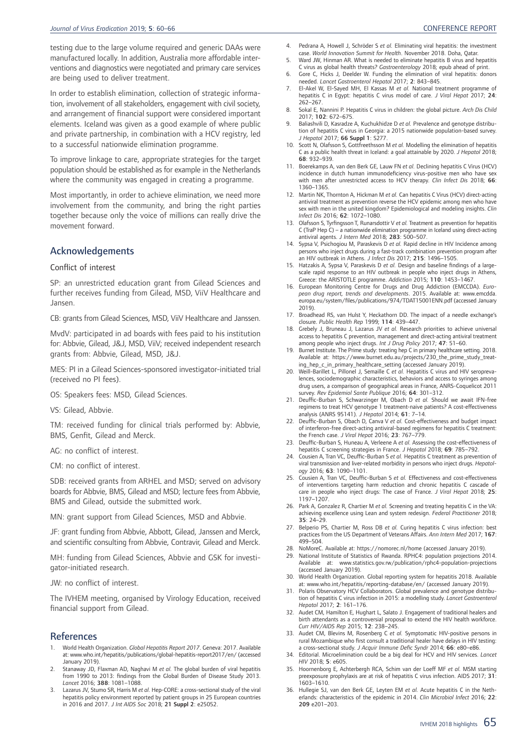testing due to the large volume required and generic DAAs were manufactured locally. In addition, Australia more affordable interventions and diagnostics were negotiated and primary care services are being used to deliver treatment.

In order to establish elimination, collection of strategic information, involvement of all stakeholders, engagement with civil society, and arrangement of financial support were considered important elements. Iceland was given as a good example of where public and private partnership, in combination with a HCV registry, led to a successful nationwide elimination programme.

To improve linkage to care, appropriate strategies for the target population should be established as for example in the Netherlands where the community was engaged in creating a programme.

Most importantly, in order to achieve elimination, we need more involvement from the community, and bring the right parties together because only the voice of millions can really drive the movement forward.

## Acknowledgements

### Conflict of interest

SP: an unrestricted education grant from Gilead Sciences and further receives funding from Gilead, MSD, ViiV Healthcare and Jansen.

CB: grants from Gilead Sciences, MSD, ViiV Healthcare and Janssen.

MvdV: participated in ad boards with fees paid to his institution for: Abbvie, Gilead, J&J, MSD, ViiV; received independent research grants from: Abbvie, Gilead, MSD, J&J.

MES: PI in a Gilead Sciences-sponsored investigator-initiated trial (received no PI fees).

OS: Speakers fees: MSD, Gilead Sciences.

VS: Gilead, Abbvie.

TM: received funding for clinical trials performed by: Abbvie, BMS, Genfit, Gilead and Merck.

AG: no conflict of interest.

CM: no conflict of interest.

SDB: received grants from ARHEL and MSD; served on advisory boards for Abbvie, BMS, Gilead and MSD; lecture fees from Abbvie, BMS and Gilead, outside the submitted work.

MN: grant support from Gilead Sciences, MSD and Abbvie.

JF: grant funding from Abbvie, Abbott, Gilead, Janssen and Merck, and scientific consulting from Abbvie, Contravir, Gilead and Merck.

MH: funding from Gilead Sciences, Abbvie and GSK for investigator-initiated research.

JW: no conflict of interest.

The IVHEM meeting, organised by Virology Education, received financial support from Gilead.

## References

1. World Health Organization. *Global Hepatitis Report 2017*. Geneva: 2017. Available at: www.who.int/hepatitis/publications/global-hepatitis-report2017/en/ (accessed January 2019).
2. Stanaway JD, Flaxman AD, Naghavi M *et al.* The global burden of viral hepatitis from 1990 to 2013: findings from the Global Burden of Disease Study 2013. *Lancet* 2016; **388**: 1081–1088.
3. Lazarus JV, Stumo SR, Harris M *et al.* Hep-CORE: a cross-sectional study of the viral hepatitis policy environment reported by patient groups in 25 European countries in 2016 and 2017. *J Int AIDS Soc* 2018; **21 Suppl 2**: e25052.
4. Pedrana A, Howell J, Schröder S *et al.* Eliminating viral hepatitis: the investment case. *World Innovation Summit for Health*. November 2018. Doha, Qatar.
5. Ward JW, Hinman AR. What is needed to eliminate hepatitis B virus and hepatitis C virus as global health threats? *Gastroenterology* 2018; epub ahead of print.
6. Gore C, Hicks J, Deelder W. Funding the elimination of viral hepatitis: donors needed. *Lancet Gastroenterol Hepatol* 2017; **2**: 843–845.
7. El-Akel W, El-Sayed MH, El Kassas M *et al.* National treatment programme of hepatitis C in Egypt: hepatitis C virus model of care. *J Viral Hepat* 2017; **24**: 262–267.
8. Sokal E, Nannini P. Hepatitis C virus in children: the global picture. *Arch Dis Child* 2017; **102**: 672–675.
9. Baliashvili D, Kasradze A, Kuchukhidze D *et al.* Prevalence and genotype distribution of hepatitis C virus in Georgia: a 2015 nationwide population-based survey. *J Hepatol* 2017; **66 Suppl 1**: S277.
10. Scott N, Olafsson S, Gottfreethsson M *et al.* Modelling the elimination of hepatitis C as a public health threat in Iceland: a goal attainable by 2020. *J Hepatol* 2018; **68**: 932–939.
11. Boerekamps A, van den Berk GE, Lauw FN *et al.* Declining hepatitis C Virus (HCV) incidence in dutch human immunodeficiency virus-positive men who have sex with men after unrestricted access to HCV therapy. *Clin Infect Dis* 2018; **66**: 1360–1365.
12. Martin NK, Thornton A, Hickman M *et al.* Can hepatitis C Virus (HCV) direct-acting antiviral treatment as prevention reverse the HCV epidemic among men who have sex with men in the united kingdom? Epidemiological and modeling insights. *Clin Infect Dis* 2016; **62**: 1072–1080.
13. Olafsson S, Tyrfingsson T, Runarsdottir V *et al.* Treatment as prevention for hepatitis C (TraP Hep C) – a nationwide elimination programme in Iceland using direct-acting antiviral agents. *J Intern Med* 2018; **283**: 500–507.
14. Sypsa V, Psichogiou M, Paraskevis D *et al.* Rapid decline in HIV Incidence among persons who inject drugs during a fast-track combination prevention program after an HIV outbreak in Athens. *J Infect Dis* 2017; **215**: 1496–1505.
15. Hatzakis A, Sypsa V, Paraskevis D *et al.* Design and baseline findings of a large-scale rapid response to an HIV outbreak in people who inject drugs in Athens, Greece: the ARISTOTLE programme. *Addiction* 2015; **110**: 1453–1467.
16. European Monitoring Centre for Drugs and Drug Addiction (EMCCDA). *European drug report, trends and developments*. 2015. Available at: www.emcdda.europa.eu/system/files/publications/974/TDAT15001ENN.pdf (accessed January 2019).
17. Broadhead RS, van Hulst Y, Heckathorn DD. The impact of a needle exchange's closure. *Public Health Rep* 1999; **114**: 439–447.
18. Grebely J, Bruneau J, Lazarus JV *et al.* Research priorities to achieve universal access to hepatitis C prevention, management and direct-acting antiviral treatment among people who inject drugs. *Int J Drug Policy* 2017; **47**: 51–60.
19. Burnet Institute. The Prime study: treating hep C in primary healthcare setting. 2018. Available at: https://www.burnet.edu.au/projects/230_the_prime_study_treating_hep_c_in_primary_healthcare_setting (accessed January 2019).
20. Weill-Barillet L, Pillonel J, Semaille C *et al.* Hepatitis C virus and HIV seroprevalences, sociodemographic characteristics, behaviors and access to syringes among drug users, a comparison of geographical areas in France, ANRS-Coquelicot 2011 survey. *Rev Epidemiol Sante Publique* 2016; **64**: 301–312.
21. Deuffic-Burban S, Schwarzinger M, Obach D *et al.* Should we await IFN-free regimens to treat HCV genotype 1 treatment-naive patients? A cost-effectiveness analysis (ANRS 95141). *J Hepatol* 2014; **61**: 7–14.
22. Deuffic-Burban S, Obach D, Canva V *et al.* Cost-effectiveness and budget impact of interferon-free direct-acting antiviral-based regimens for hepatitis C treatment: the French case. *J Viral Hepat* 2016; **23**: 767–779.
23. Deuffic-Burban S, Huneau A, Verleene A *et al.* Assessing the cost-effectiveness of hepatitis C screening strategies in France. *J Hepatol* 2018; **69**: 785–792.
24. Cousien A, Tran VC, Deuffic-Burban S *et al.* Hepatitis C treatment as prevention of viral transmission and liver-related morbidity in persons who inject drugs. *Hepatology* 2016; **63**: 1090–1101.
25. Cousien A, Tran VC, Deuffic-Burban S *et al.* Effectiveness and cost-effectiveness of interventions targeting harm reduction and chronic hepatitis C cascade of care in people who inject drugs: The case of France. *J Viral Hepat* 2018; **25**: 1197–1207.
26. Park A, Gonzalez R, Chartier M *et al.* Screening and treating hepatitis C in the VA: achieving excellence using Lean and system redesign. *Federal Practitioner* 2018; **35**: 24–29.
27. Belperio PS, Chartier M, Ross DB *et al.* Curing hepatitis C virus infection: best practices from the US Department of Veterans Affairs. *Ann Intern Med* 2017; **167**: 499–504.
28. NoMoreC. Available at: https://nomorec.nl/home (accessed January 2019).
29. National Institute of Statistics of Rwanda. RPHC4: population projections 2014. Available at: www.statistics.gov.rw/publication/rphc4-population-projections (accessed January 2019).
30. World Health Organization. Global reporting system for hepatitis 2018. Available at: www.who.int/hepatitis/reporting-database/en/ (accessed January 2019).
31. Polaris Observatory HCV Collaborators. Global prevalence and genotype distribution of hepatitis C virus infection in 2015: a modelling study. *Lancet Gastroenterol Hepatol* 2017; **2**: 161–176.
32. Audet CM, Hamilton E, Hughart L, Salato J. Engagement of traditional healers and birth attendants as a controversial proposal to extend the HIV health workforce. *Curr HIV/AIDS Rep* 2015; **12**: 238–245.
33. Audet CM, Blevins M, Rosenberg C *et al.* Symptomatic HIV-positive persons in rural Mozambique who first consult a traditional healer have delays in HIV testing: a cross-sectional study. *J Acquir Immune Defic Syndr* 2014; **66**: e80–e86.
34. Editorial. Microelimination could be a big deal for HCV and HIV services. *Lancet HIV* 2018; **5**: e605.
35. Hoornenborg E, Achterbergh RCA, Schim van der Loeff MF *et al.* MSM starting preexposure prophylaxis are at risk of hepatitis C virus infection. *AIDS* 2017; **31**: 1603–1610.
36. Hullegie SJ, van den Berk GE, Leyten EM *et al.* Acute hepatitis C in the Netherlands: characteristics of the epidemic in 2014. *Clin Microbiol Infect* 2016; **22**: **209** e201–203.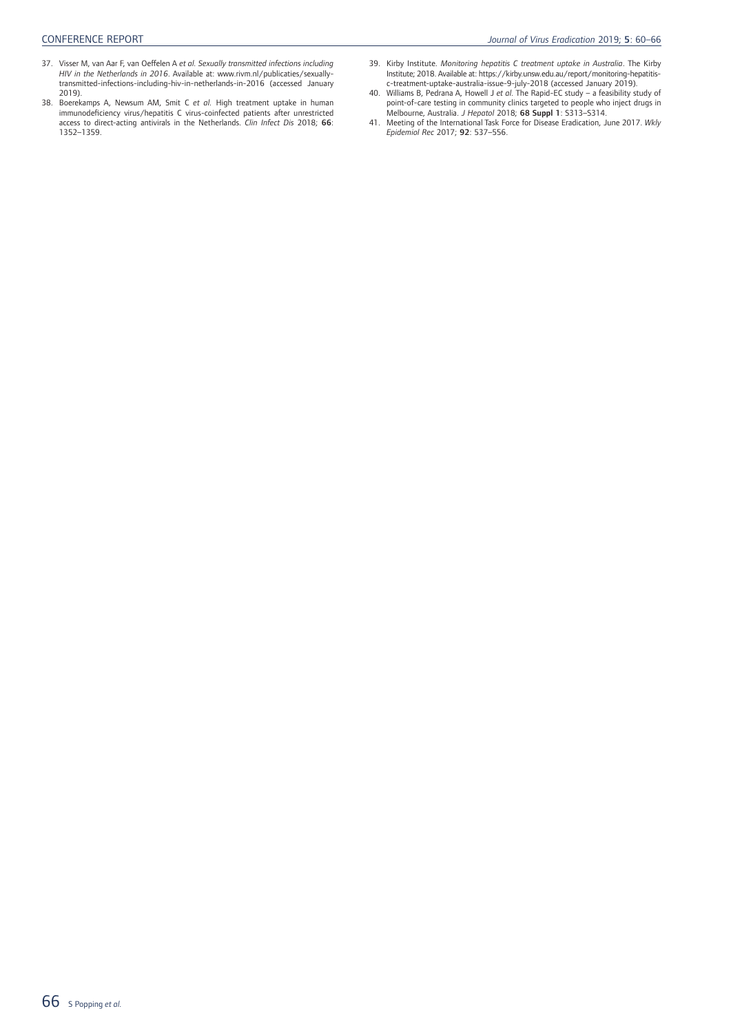37. Visser M, van Aar F, van Oeffelen A *et al. Sexually transmitted infections including HIV in the Netherlands in 2016*. Available at: www.rivm.nl/publicaties/sexually-transmitted-infections-including-hiv-in-netherlands-in-2016 (accessed January 2019).
38. Boerekamps A, Newsum AM, Smit C *et al*. High treatment uptake in human immunodeficiency virus/hepatitis C virus-coinfected patients after unrestricted access to direct-acting antivirals in the Netherlands. *Clin Infect Dis* 2018; **66**: 1352–1359.
39. Kirby Institute. *Monitoring hepatitis C treatment uptake in Australia*. The Kirby Institute; 2018. Available at: https://kirby.unsw.edu.au/report/monitoring-hepatitis-c-treatment-uptake-australia-issue-9-july-2018 (accessed January 2019).
40. Williams B, Pedrana A, Howell J *et al*. The Rapid-EC study – a feasibility study of point-of-care testing in community clinics targeted to people who inject drugs in Melbourne, Australia. *J Hepatol* 2018; **68 Suppl 1**: S313–S314.
41. Meeting of the International Task Force for Disease Eradication, June 2017. *Wkly Epidemiol Rec* 2017; **92**: 537–556.